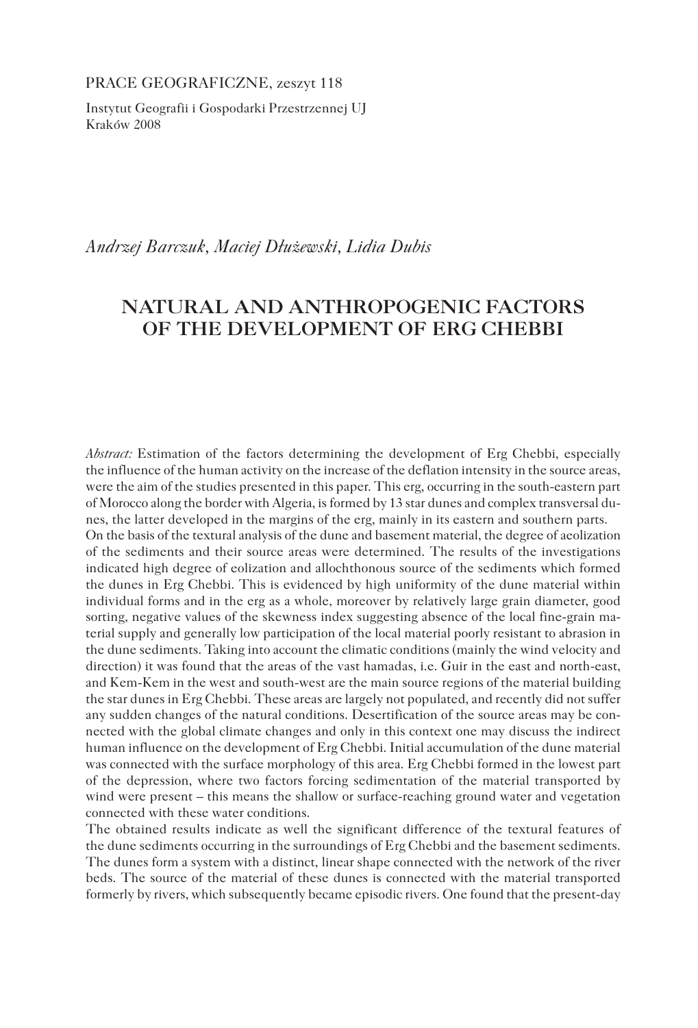PRACE GEOGRAFICZNE, zeszyt 118

Instytut Geografii i Gospodarki Przestrzennej UJ
Kraków 2008

*Andrzej Barczuk, Maciej Dłużewski, Lidia Dubis*

# NATURAL AND ANTHROPOGENIC FACTORS OF THE DEVELOPMENT OF ERG CHEBBI

*Abstract:* Estimation of the factors determining the development of Erg Chebbi, especially the influence of the human activity on the increase of the deflation intensity in the source areas, were the aim of the studies presented in this paper. This erg, occurring in the south-eastern part of Morocco along the border with Algeria, is formed by 13 star dunes and complex transversal dunes, the latter developed in the margins of the erg, mainly in its eastern and southern parts.

On the basis of the textural analysis of the dune and basement material, the degree of aeolization of the sediments and their source areas were determined. The results of the investigations indicated high degree of eolization and allochthonous source of the sediments which formed the dunes in Erg Chebbi. This is evidenced by high uniformity of the dune material within individual forms and in the erg as a whole, moreover by relatively large grain diameter, good sorting, negative values of the skewness index suggesting absence of the local fine-grain material supply and generally low participation of the local material poorly resistant to abrasion in the dune sediments. Taking into account the climatic conditions (mainly the wind velocity and direction) it was found that the areas of the vast hamadas, i.e. Guir in the east and north-east, and Kem-Kem in the west and south-west are the main source regions of the material building the star dunes in Erg Chebbi. These areas are largely not populated, and recently did not suffer any sudden changes of the natural conditions. Desertification of the source areas may be connected with the global climate changes and only in this context one may discuss the indirect human influence on the development of Erg Chebbi. Initial accumulation of the dune material was connected with the surface morphology of this area. Erg Chebbi formed in the lowest part of the depression, where two factors forcing sedimentation of the material transported by wind were present – this means the shallow or surface-reaching ground water and vegetation connected with these water conditions.

The obtained results indicate as well the significant difference of the textural features of the dune sediments occurring in the surroundings of Erg Chebbi and the basement sediments. The dunes form a system with a distinct, linear shape connected with the network of the river beds. The source of the material of these dunes is connected with the material transported formerly by rivers, which subsequently became episodic rivers. One found that the present-day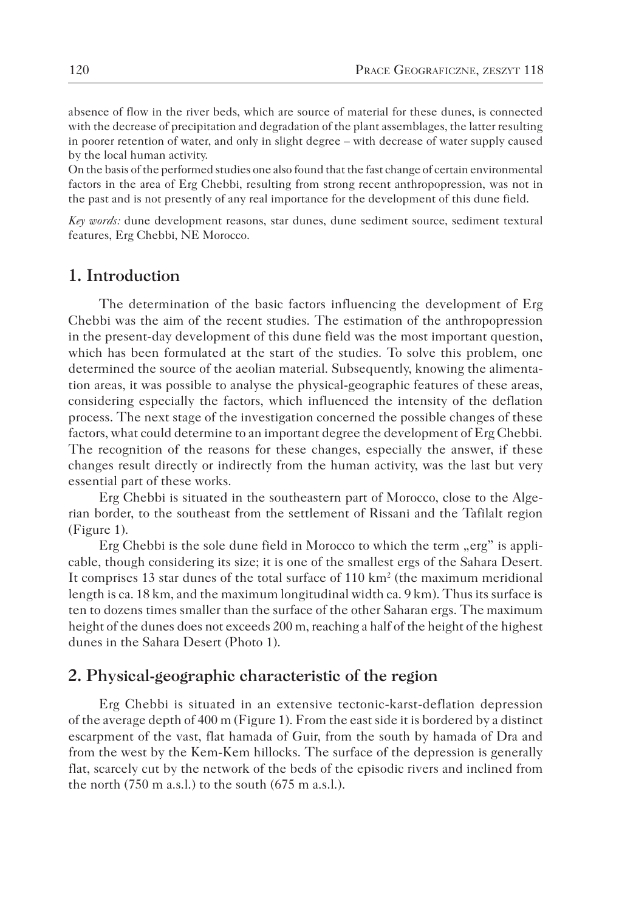absence of flow in the river beds, which are source of material for these dunes, is connected with the decrease of precipitation and degradation of the plant assemblages, the latter resulting in poorer retention of water, and only in slight degree – with decrease of water supply caused by the local human activity.

On the basis of the performed studies one also found that the fast change of certain environmental factors in the area of Erg Chebbi, resulting from strong recent anthropopression, was not in the past and is not presently of any real importance for the development of this dune field.

*Key words:* dune development reasons, star dunes, dune sediment source, sediment textural features, Erg Chebbi, NE Morocco.

## 1. Introduction

The determination of the basic factors influencing the development of Erg Chebbi was the aim of the recent studies. The estimation of the anthropopression in the present-day development of this dune field was the most important question, which has been formulated at the start of the studies. To solve this problem, one determined the source of the aeolian material. Subsequently, knowing the alimentation areas, it was possible to analyse the physical-geographic features of these areas, considering especially the factors, which influenced the intensity of the deflation process. The next stage of the investigation concerned the possible changes of these factors, what could determine to an important degree the development of Erg Chebbi. The recognition of the reasons for these changes, especially the answer, if these changes result directly or indirectly from the human activity, was the last but very essential part of these works.

Erg Chebbi is situated in the southeastern part of Morocco, close to the Algerian border, to the southeast from the settlement of Rissani and the Tafilalt region (Figure 1).

Erg Chebbi is the sole dune field in Morocco to which the term „erg" is applicable, though considering its size; it is one of the smallest ergs of the Sahara Desert. It comprises 13 star dunes of the total surface of 110 km$^2$ (the maximum meridional length is ca. 18 km, and the maximum longitudinal width ca. 9 km). Thus its surface is ten to dozens times smaller than the surface of the other Saharan ergs. The maximum height of the dunes does not exceeds 200 m, reaching a half of the height of the highest dunes in the Sahara Desert (Photo 1).

## 2. Physical-geographic characteristic of the region

Erg Chebbi is situated in an extensive tectonic-karst-deflation depression of the average depth of 400 m (Figure 1). From the east side it is bordered by a distinct escarpment of the vast, flat hamada of Guir, from the south by hamada of Dra and from the west by the Kem-Kem hillocks. The surface of the depression is generally flat, scarcely cut by the network of the beds of the episodic rivers and inclined from the north (750 m a.s.l.) to the south (675 m a.s.l.).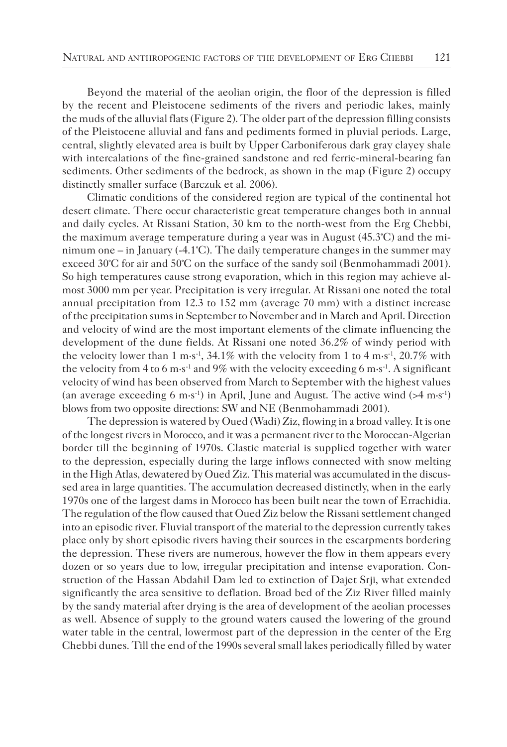Beyond the material of the aeolian origin, the floor of the depression is filled by the recent and Pleistocene sediments of the rivers and periodic lakes, mainly the muds of the alluvial flats (Figure 2). The older part of the depression filling consists of the Pleistocene alluvial and fans and pediments formed in pluvial periods. Large, central, slightly elevated area is built by Upper Carboniferous dark gray clayey shale with intercalations of the fine-grained sandstone and red ferric-mineral-bearing fan sediments. Other sediments of the bedrock, as shown in the map (Figure 2) occupy distinctly smaller surface (Barczuk et al. 2006).

Climatic conditions of the considered region are typical of the continental hot desert climate. There occur characteristic great temperature changes both in annual and daily cycles. At Rissani Station, 30 km to the north-west from the Erg Chebbi, the maximum average temperature during a year was in August (45.3°C) and the minimum one – in January (-4.1°C). The daily temperature changes in the summer may exceed 30°C for air and 50°C on the surface of the sandy soil (Benmohammadi 2001). So high temperatures cause strong evaporation, which in this region may achieve almost 3000 mm per year. Precipitation is very irregular. At Rissani one noted the total annual precipitation from 12.3 to 152 mm (average 70 mm) with a distinct increase of the precipitation sums in September to November and in March and April. Direction and velocity of wind are the most important elements of the climate influencing the development of the dune fields. At Rissani one noted 36.2% of windy period with the velocity lower than 1 $m \cdot s^{-1}$, 34.1% with the velocity from 1 to 4 $m \cdot s^{-1}$, 20.7% with the velocity from 4 to 6 $m \cdot s^{-1}$ and 9% with the velocity exceeding 6 $m \cdot s^{-1}$. A significant velocity of wind has been observed from March to September with the highest values (an average exceeding 6 $m \cdot s^{-1}$) in April, June and August. The active wind (>4 $m \cdot s^{-1}$) blows from two opposite directions: SW and NE (Benmohammadi 2001).

The depression is watered by Oued (Wadi) Ziz, flowing in a broad valley. It is one of the longest rivers in Morocco, and it was a permanent river to the Moroccan-Algerian border till the beginning of 1970s. Clastic material is supplied together with water to the depression, especially during the large inflows connected with snow melting in the High Atlas, dewatered by Oued Ziz. This material was accumulated in the discussed area in large quantities. The accumulation decreased distinctly, when in the early 1970s one of the largest dams in Morocco has been built near the town of Errachidia. The regulation of the flow caused that Oued Ziz below the Rissani settlement changed into an episodic river. Fluvial transport of the material to the depression currently takes place only by short episodic rivers having their sources in the escarpments bordering the depression. These rivers are numerous, however the flow in them appears every dozen or so years due to low, irregular precipitation and intense evaporation. Construction of the Hassan Abdahil Dam led to extinction of Dajet Srji, what extended significantly the area sensitive to deflation. Broad bed of the Ziz River filled mainly by the sandy material after drying is the area of development of the aeolian processes as well. Absence of supply to the ground waters caused the lowering of the ground water table in the central, lowermost part of the depression in the center of the Erg Chebbi dunes. Till the end of the 1990s several small lakes periodically filled by water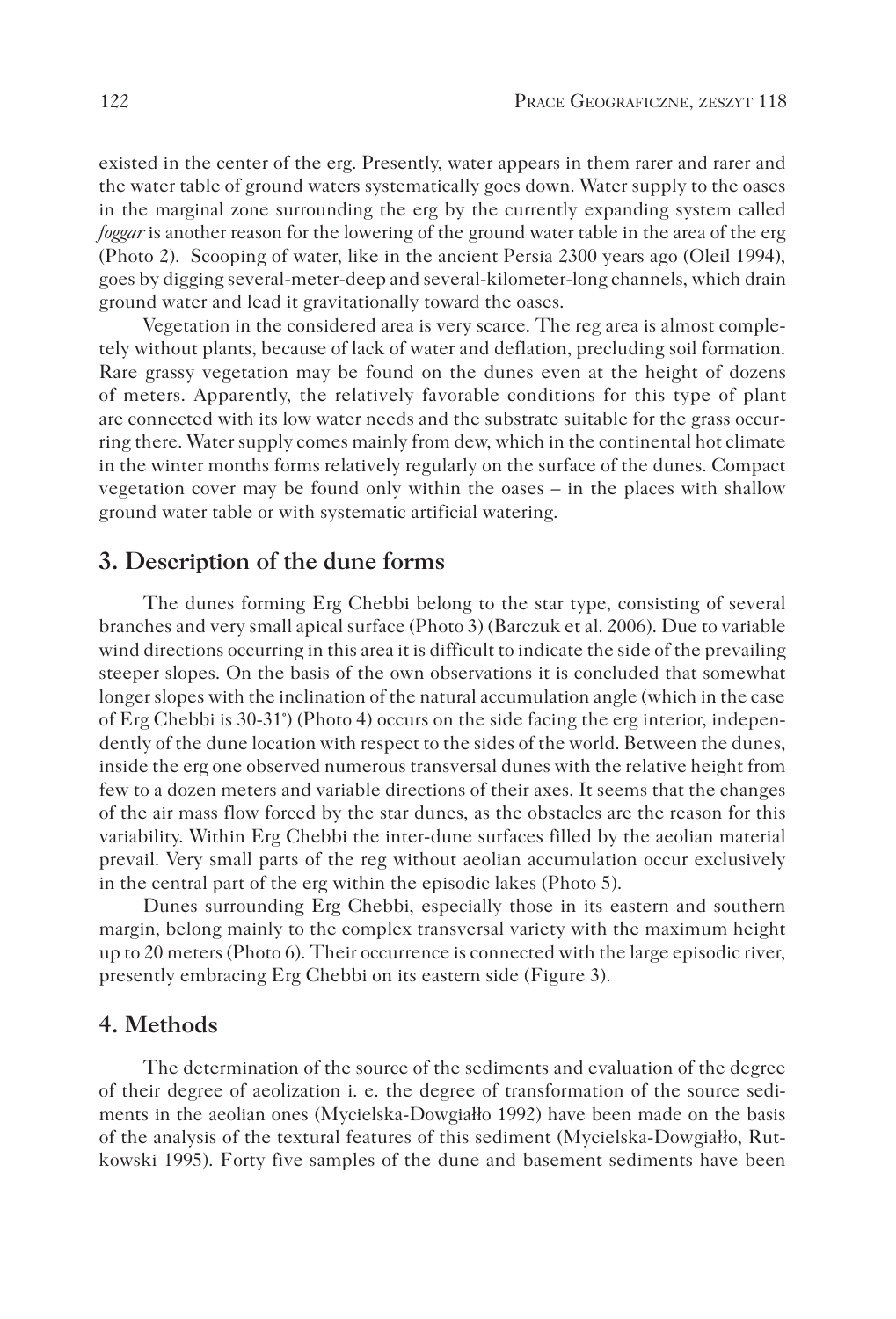existed in the center of the erg. Presently, water appears in them rarer and rarer and the water table of ground waters systematically goes down. Water supply to the oases in the marginal zone surrounding the erg by the currently expanding system called *foggar* is another reason for the lowering of the ground water table in the area of the erg (Photo 2). Scooping of water, like in the ancient Persia 2300 years ago (Oleil 1994), goes by digging several-meter-deep and several-kilometer-long channels, which drain ground water and lead it gravitationally toward the oases.

Vegetation in the considered area is very scarce. The reg area is almost completely without plants, because of lack of water and deflation, precluding soil formation. Rare grassy vegetation may be found on the dunes even at the height of dozens of meters. Apparently, the relatively favorable conditions for this type of plant are connected with its low water needs and the substrate suitable for the grass occurring there. Water supply comes mainly from dew, which in the continental hot climate in the winter months forms relatively regularly on the surface of the dunes. Compact vegetation cover may be found only within the oases – in the places with shallow ground water table or with systematic artificial watering.

## 3. Description of the dune forms

The dunes forming Erg Chebbi belong to the star type, consisting of several branches and very small apical surface (Photo 3) (Barczuk et al. 2006). Due to variable wind directions occurring in this area it is difficult to indicate the side of the prevailing steeper slopes. On the basis of the own observations it is concluded that somewhat longer slopes with the inclination of the natural accumulation angle (which in the case of Erg Chebbi is 30-31°) (Photo 4) occurs on the side facing the erg interior, independently of the dune location with respect to the sides of the world. Between the dunes, inside the erg one observed numerous transversal dunes with the relative height from few to a dozen meters and variable directions of their axes. It seems that the changes of the air mass flow forced by the star dunes, as the obstacles are the reason for this variability. Within Erg Chebbi the inter-dune surfaces filled by the aeolian material prevail. Very small parts of the reg without aeolian accumulation occur exclusively in the central part of the erg within the episodic lakes (Photo 5).

Dunes surrounding Erg Chebbi, especially those in its eastern and southern margin, belong mainly to the complex transversal variety with the maximum height up to 20 meters (Photo 6). Their occurrence is connected with the large episodic river, presently embracing Erg Chebbi on its eastern side (Figure 3).

## 4. Methods

The determination of the source of the sediments and evaluation of the degree of their degree of aeolization i. e. the degree of transformation of the source sediments in the aeolian ones (Mycielska-Dowgiałło 1992) have been made on the basis of the analysis of the textural features of this sediment (Mycielska-Dowgiałło, Rutkowski 1995). Forty five samples of the dune and basement sediments have been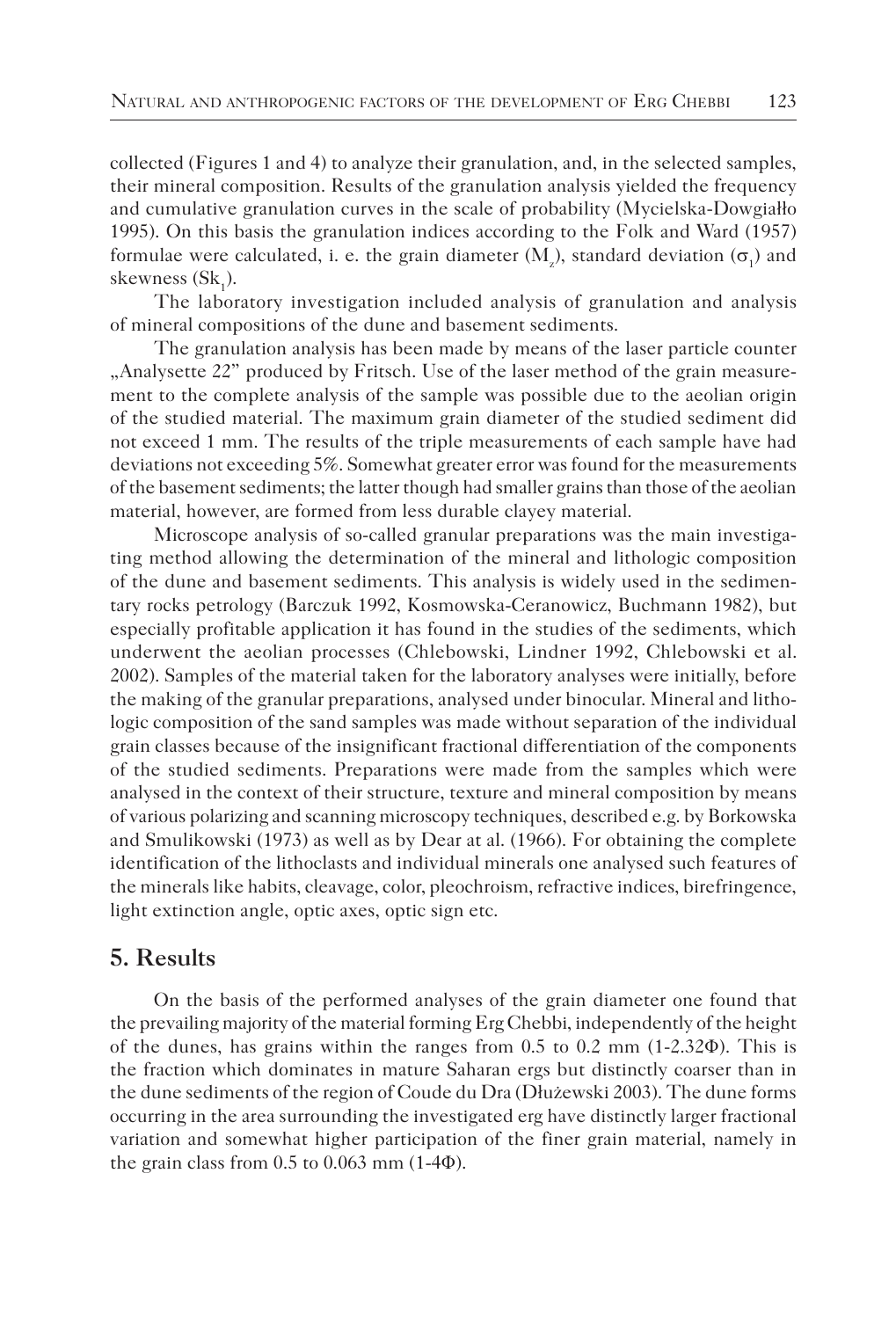collected (Figures 1 and 4) to analyze their granulation, and, in the selected samples, their mineral composition. Results of the granulation analysis yielded the frequency and cumulative granulation curves in the scale of probability (Mycielska-Dowgiałło 1995). On this basis the granulation indices according to the Folk and Ward (1957) formulae were calculated, i. e. the grain diameter ($M_z$), standard deviation ($\sigma_1$) and skewness ($Sk_1$).

The laboratory investigation included analysis of granulation and analysis of mineral compositions of the dune and basement sediments.

The granulation analysis has been made by means of the laser particle counter „Analysette 22" produced by Fritsch. Use of the laser method of the grain measurement to the complete analysis of the sample was possible due to the aeolian origin of the studied material. The maximum grain diameter of the studied sediment did not exceed 1 mm. The results of the triple measurements of each sample have had deviations not exceeding 5%. Somewhat greater error was found for the measurements of the basement sediments; the latter though had smaller grains than those of the aeolian material, however, are formed from less durable clayey material.

Microscope analysis of so-called granular preparations was the main investigating method allowing the determination of the mineral and lithologic composition of the dune and basement sediments. This analysis is widely used in the sedimentary rocks petrology (Barczuk 1992, Kosmowska-Ceranowicz, Buchmann 1982), but especially profitable application it has found in the studies of the sediments, which underwent the aeolian processes (Chlebowski, Lindner 1992, Chlebowski et al. 2002). Samples of the material taken for the laboratory analyses were initially, before the making of the granular preparations, analysed under binocular. Mineral and lithologic composition of the sand samples was made without separation of the individual grain classes because of the insignificant fractional differentiation of the components of the studied sediments. Preparations were made from the samples which were analysed in the context of their structure, texture and mineral composition by means of various polarizing and scanning microscopy techniques, described e.g. by Borkowska and Smulikowski (1973) as well as by Dear at al. (1966). For obtaining the complete identification of the lithoclasts and individual minerals one analysed such features of the minerals like habits, cleavage, color, pleochroism, refractive indices, birefringence, light extinction angle, optic axes, optic sign etc.

## 5. Results

On the basis of the performed analyses of the grain diameter one found that the prevailing majority of the material forming Erg Chebbi, independently of the height of the dunes, has grains within the ranges from 0.5 to 0.2 mm (1-2.32Φ). This is the fraction which dominates in mature Saharan ergs but distinctly coarser than in the dune sediments of the region of Coude du Dra (Dłużewski 2003). The dune forms occurring in the area surrounding the investigated erg have distinctly larger fractional variation and somewhat higher participation of the finer grain material, namely in the grain class from 0.5 to 0.063 mm (1-4Φ).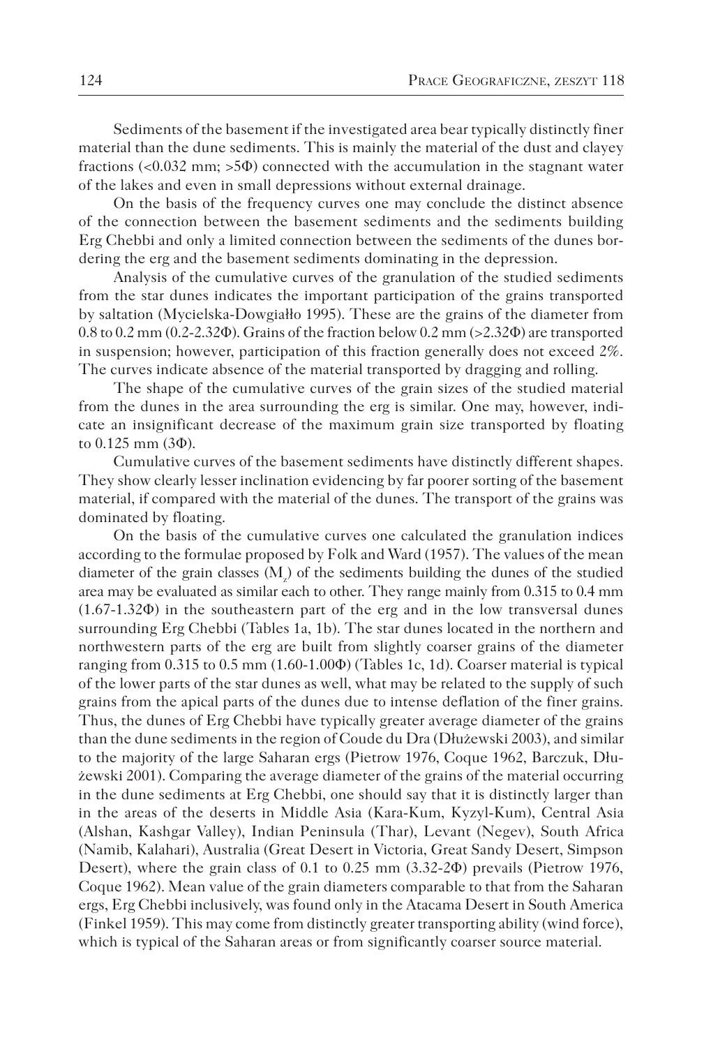Sediments of the basement if the investigated area bear typically distinctly finer material than the dune sediments. This is mainly the material of the dust and clayey fractions (<0.032 mm; >5Φ) connected with the accumulation in the stagnant water of the lakes and even in small depressions without external drainage.

On the basis of the frequency curves one may conclude the distinct absence of the connection between the basement sediments and the sediments building Erg Chebbi and only a limited connection between the sediments of the dunes bordering the erg and the basement sediments dominating in the depression.

Analysis of the cumulative curves of the granulation of the studied sediments from the star dunes indicates the important participation of the grains transported by saltation (Mycielska-Dowgiałło 1995). These are the grains of the diameter from 0.8 to 0.2 mm (0.2-2.32Φ). Grains of the fraction below 0.2 mm (>2.32Φ) are transported in suspension; however, participation of this fraction generally does not exceed 2%. The curves indicate absence of the material transported by dragging and rolling.

The shape of the cumulative curves of the grain sizes of the studied material from the dunes in the area surrounding the erg is similar. One may, however, indicate an insignificant decrease of the maximum grain size transported by floating to 0.125 mm (3Φ).

Cumulative curves of the basement sediments have distinctly different shapes. They show clearly lesser inclination evidencing by far poorer sorting of the basement material, if compared with the material of the dunes. The transport of the grains was dominated by floating.

On the basis of the cumulative curves one calculated the granulation indices according to the formulae proposed by Folk and Ward (1957). The values of the mean diameter of the grain classes ($M_z$) of the sediments building the dunes of the studied area may be evaluated as similar each to other. They range mainly from 0.315 to 0.4 mm (1.67-1.32Φ) in the southeastern part of the erg and in the low transversal dunes surrounding Erg Chebbi (Tables 1a, 1b). The star dunes located in the northern and northwestern parts of the erg are built from slightly coarser grains of the diameter ranging from 0.315 to 0.5 mm (1.60-1.00Φ) (Tables 1c, 1d). Coarser material is typical of the lower parts of the star dunes as well, what may be related to the supply of such grains from the apical parts of the dunes due to intense deflation of the finer grains. Thus, the dunes of Erg Chebbi have typically greater average diameter of the grains than the dune sediments in the region of Coude du Dra (Dłużewski 2003), and similar to the majority of the large Saharan ergs (Pietrow 1976, Coque 1962, Barczuk, Dłużewski 2001). Comparing the average diameter of the grains of the material occurring in the dune sediments at Erg Chebbi, one should say that it is distinctly larger than in the areas of the deserts in Middle Asia (Kara-Kum, Kyzyl-Kum), Central Asia (Alshan, Kashgar Valley), Indian Peninsula (Thar), Levant (Negev), South Africa (Namib, Kalahari), Australia (Great Desert in Victoria, Great Sandy Desert, Simpson Desert), where the grain class of 0.1 to 0.25 mm (3.32-2Φ) prevails (Pietrow 1976, Coque 1962). Mean value of the grain diameters comparable to that from the Saharan ergs, Erg Chebbi inclusively, was found only in the Atacama Desert in South America (Finkel 1959). This may come from distinctly greater transporting ability (wind force), which is typical of the Saharan areas or from significantly coarser source material.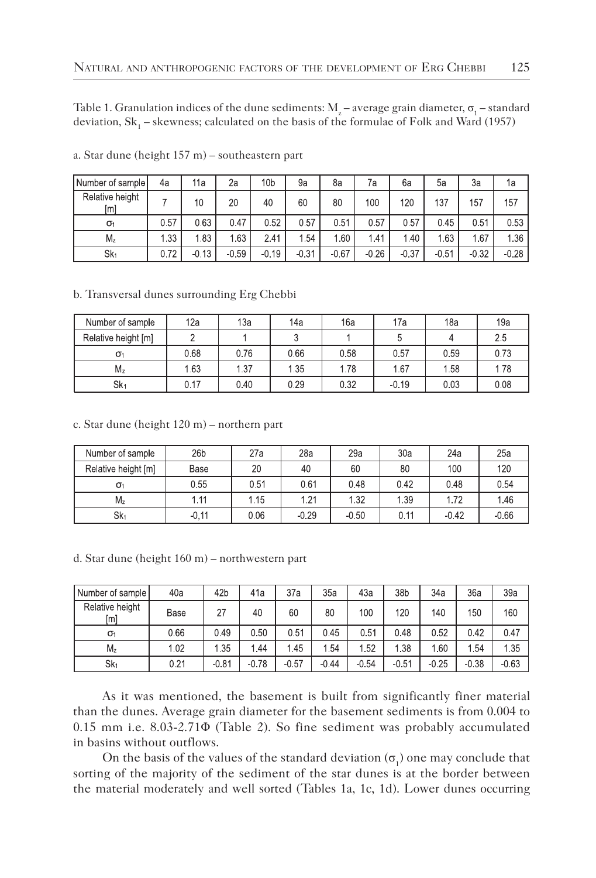Table 1. Granulation indices of the dune sediments: $M_z$ – average grain diameter, $\sigma_1$ – standard deviation, $Sk_1$ – skewness; calculated on the basis of the formulae of Folk and Ward (1957)

a. Star dune (height 157 m) – southeastern part

| Number of sample | 4a | 11a | 2a | 10b | 9a | 8a | 7a | 6a | 5a | 3a | 1a |
|---|---|---|---|---|---|---|---|---|---|---|---|
| Relative height [m] | 7 | 10 | 20 | 40 | 60 | 80 | 100 | 120 | 137 | 157 | 157 |
| $\sigma_1$ | 0.57 | 0.63 | 0.47 | 0.52 | 0.57 | 0.51 | 0.57 | 0.57 | 0.45 | 0.51 | 0.53 |
| $M_z$ | 1.33 | 1.83 | 1.63 | 2.41 | 1.54 | 1.60 | 1.41 | 1.40 | 1.63 | 1.67 | 1.36 |
| $Sk_1$ | 0.72 | -0.13 | -0.59 | -0.19 | -0.31 | -0.67 | -0.26 | -0.37 | -0.51 | -0.32 | -0.28 |

b. Transversal dunes surrounding Erg Chebbi

| Number of sample | 12a | 13a | 14a | 16a | 17a | 18a | 19a |
|---|---|---|---|---|---|---|---|
| Relative height [m] | 2 | 1 | 3 | 1 | 5 | 4 | 2.5 |
| $\sigma_1$ | 0.68 | 0.76 | 0.66 | 0.58 | 0.57 | 0.59 | 0.73 |
| $M_z$ | 1.63 | 1.37 | 1.35 | 1.78 | 1.67 | 1.58 | 1.78 |
| $Sk_1$ | 0.17 | 0.40 | 0.29 | 0.32 | -0.19 | 0.03 | 0.08 |

c. Star dune (height 120 m) – northern part

| Number of sample | 26b | 27a | 28a | 29a | 30a | 24a | 25a |
|---|---|---|---|---|---|---|---|
| Relative height [m] | Base | 20 | 40 | 60 | 80 | 100 | 120 |
| $\sigma_1$ | 0.55 | 0.51 | 0.61 | 0.48 | 0.42 | 0.48 | 0.54 |
| $M_z$ | 1.11 | 1.15 | 1.21 | 1.32 | 1.39 | 1.72 | 1.46 |
| $Sk_1$ | -0,11 | 0.06 | -0.29 | -0.50 | 0.11 | -0.42 | -0.66 |

d. Star dune (height 160 m) – northwestern part

| Number of sample | 40a | 42b | 41a | 37a | 35a | 43a | 38b | 34a | 36a | 39a |
|---|---|---|---|---|---|---|---|---|---|---|
| Relative height [m] | Base | 27 | 40 | 60 | 80 | 100 | 120 | 140 | 150 | 160 |
| $\sigma_1$ | 0.66 | 0.49 | 0.50 | 0.51 | 0.45 | 0.51 | 0.48 | 0.52 | 0.42 | 0.47 |
| $M_z$ | 1.02 | 1.35 | 1.44 | 1.45 | 1.54 | 1.52 | 1.38 | 1.60 | 1.54 | 1.35 |
| $Sk_1$ | 0.21 | -0.81 | -0.78 | -0.57 | -0.44 | -0.54 | -0.51 | -0.25 | -0.38 | -0.63 |

As it was mentioned, the basement is built from significantly finer material than the dunes. Average grain diameter for the basement sediments is from 0.004 to 0.15 mm i.e. 8.03-2.71Φ (Table 2). So fine sediment was probably accumulated in basins without outflows.

On the basis of the values of the standard deviation ($\sigma_1$) one may conclude that sorting of the majority of the sediment of the star dunes is at the border between the material moderately and well sorted (Tables 1a, 1c, 1d). Lower dunes occurring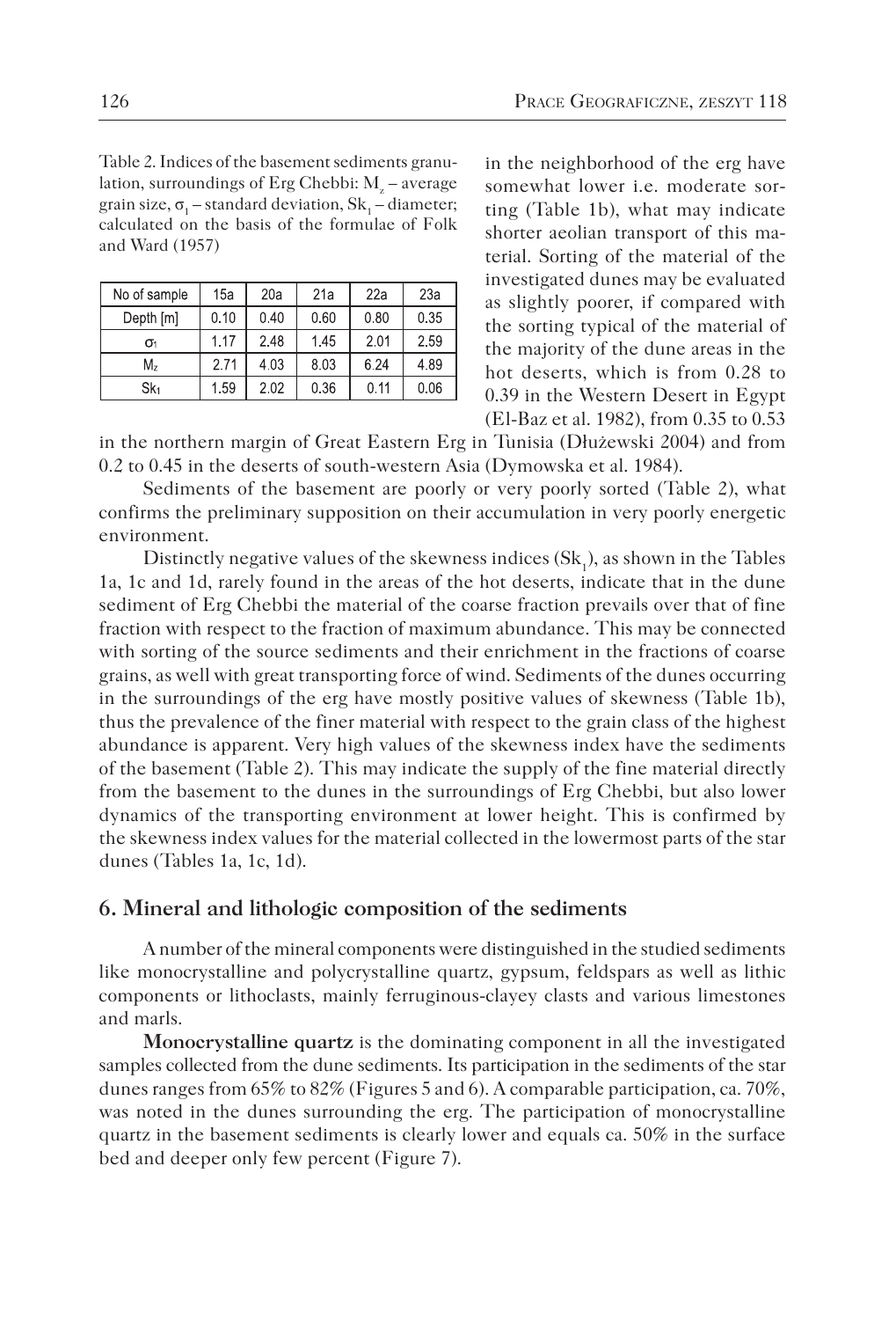Table 2. Indices of the basement sediments granulation, surroundings of Erg Chebbi: $M_z$ – average grain size, $\sigma_1$ – standard deviation, $Sk_1$ – diameter; calculated on the basis of the formulae of Folk and Ward (1957)

| No of sample | 15a | 20a | 21a | 22a | 23a |
|---|---|---|---|---|---|
| Depth [m] | 0.10 | 0.40 | 0.60 | 0.80 | 0.35 |
| $\sigma_1$ | 1.17 | 2.48 | 1.45 | 2.01 | 2.59 |
| $M_z$ | 2.71 | 4.03 | 8.03 | 6.24 | 4.89 |
| $Sk_1$ | 1.59 | 2.02 | 0.36 | 0.11 | 0.06 |

in the neighborhood of the erg have somewhat lower i.e. moderate sorting (Table 1b), what may indicate shorter aeolian transport of this material. Sorting of the material of the investigated dunes may be evaluated as slightly poorer, if compared with the sorting typical of the material of the majority of the dune areas in the hot deserts, which is from 0.28 to 0.39 in the Western Desert in Egypt (El-Baz et al. 1982), from 0.35 to 0.53 in the northern margin of Great Eastern Erg in Tunisia (Dłużewski 2004) and from 0.2 to 0.45 in the deserts of south-western Asia (Dymowska et al. 1984).

Sediments of the basement are poorly or very poorly sorted (Table 2), what confirms the preliminary supposition on their accumulation in very poorly energetic environment.

Distinctly negative values of the skewness indices ($Sk_1$), as shown in the Tables 1a, 1c and 1d, rarely found in the areas of the hot deserts, indicate that in the dune sediment of Erg Chebbi the material of the coarse fraction prevails over that of fine fraction with respect to the fraction of maximum abundance. This may be connected with sorting of the source sediments and their enrichment in the fractions of coarse grains, as well with great transporting force of wind. Sediments of the dunes occurring in the surroundings of the erg have mostly positive values of skewness (Table 1b), thus the prevalence of the finer material with respect to the grain class of the highest abundance is apparent. Very high values of the skewness index have the sediments of the basement (Table 2). This may indicate the supply of the fine material directly from the basement to the dunes in the surroundings of Erg Chebbi, but also lower dynamics of the transporting environment at lower height. This is confirmed by the skewness index values for the material collected in the lowermost parts of the star dunes (Tables 1a, 1c, 1d).

## 6. Mineral and lithologic composition of the sediments

A number of the mineral components were distinguished in the studied sediments like monocrystalline and polycrystalline quartz, gypsum, feldspars as well as lithic components or lithoclasts, mainly ferruginous-clayey clasts and various limestones and marls.

**Monocrystalline quartz** is the dominating component in all the investigated samples collected from the dune sediments. Its participation in the sediments of the star dunes ranges from 65% to 82% (Figures 5 and 6). A comparable participation, ca. 70%, was noted in the dunes surrounding the erg. The participation of monocrystalline quartz in the basement sediments is clearly lower and equals ca. 50% in the surface bed and deeper only few percent (Figure 7).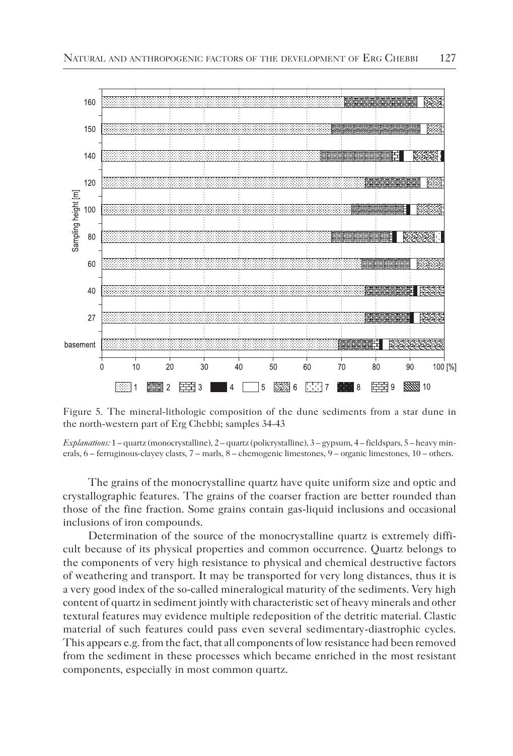Figure 5. The mineral-lithologic composition of the dune sediments from a star dune in the north-western part of Erg Chebbi; samples 34-43

*Explanations:* 1 – quartz (monocrystalline), 2 – quartz (policrystalline), 3 – gypsum, 4 – fieldspars, 5 – heavy minerals, 6 – ferruginous-clayey clasts, 7 – marls, 8 – chemogenic limestones, 9 – organic limestones, 10 – others.

The grains of the monocrystalline quartz have quite uniform size and optic and crystallographic features. The grains of the coarser fraction are better rounded than those of the fine fraction. Some grains contain gas-liquid inclusions and occasional inclusions of iron compounds.

Determination of the source of the monocrystalline quartz is extremely difficult because of its physical properties and common occurrence. Quartz belongs to the components of very high resistance to physical and chemical destructive factors of weathering and transport. It may be transported for very long distances, thus it is a very good index of the so-called mineralogical maturity of the sediments. Very high content of quartz in sediment jointly with characteristic set of heavy minerals and other textural features may evidence multiple redeposition of the detritic material. Clastic material of such features could pass even several sedimentary-diastrophic cycles. This appears e.g. from the fact, that all components of low resistance had been removed from the sediment in these processes which became enriched in the most resistant components, especially in most common quartz.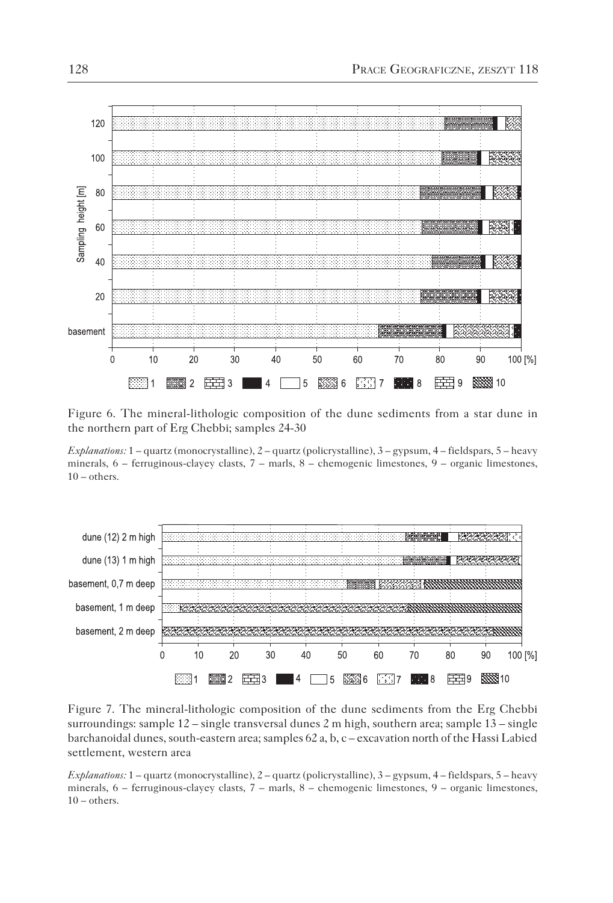Figure 6. The mineral-lithologic composition of the dune sediments from a star dune in the northern part of Erg Chebbi; samples 24-30

*Explanations:* 1 – quartz (monocrystalline), 2 – quartz (policrystalline), 3 – gypsum, 4 – fieldspars, 5 – heavy minerals, 6 – ferruginous-clayey clasts, 7 – marls, 8 – chemogenic limestones, 9 – organic limestones, 10 – others.

Figure 7. The mineral-lithologic composition of the dune sediments from the Erg Chebbi surroundings: sample 12 – single transversal dunes 2 m high, southern area; sample 13 – single barchanoidal dunes, south-eastern area; samples 62 a, b, c – excavation north of the Hassi Labied settlement, western area

*Explanations:* 1 – quartz (monocrystalline), 2 – quartz (policrystalline), 3 – gypsum, 4 – fieldspars, 5 – heavy minerals, 6 – ferruginous-clayey clasts, 7 – marls, 8 – chemogenic limestones, 9 – organic limestones, 10 – others.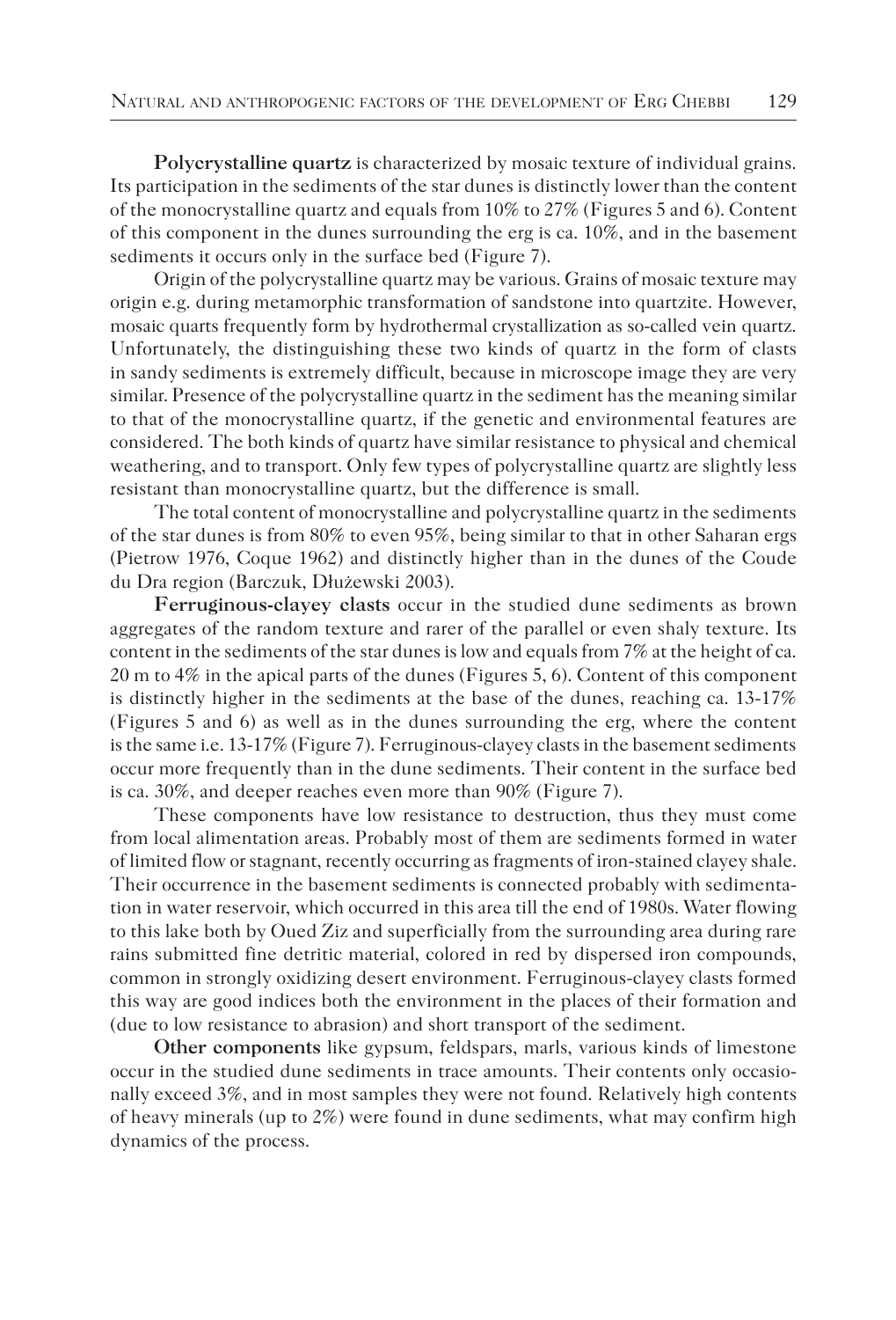**Polycrystalline quartz** is characterized by mosaic texture of individual grains. Its participation in the sediments of the star dunes is distinctly lower than the content of the monocrystalline quartz and equals from 10% to 27% (Figures 5 and 6). Content of this component in the dunes surrounding the erg is ca. 10%, and in the basement sediments it occurs only in the surface bed (Figure 7).

Origin of the polycrystalline quartz may be various. Grains of mosaic texture may origin e.g. during metamorphic transformation of sandstone into quartzite. However, mosaic quarts frequently form by hydrothermal crystallization as so-called vein quartz. Unfortunately, the distinguishing these two kinds of quartz in the form of clasts in sandy sediments is extremely difficult, because in microscope image they are very similar. Presence of the polycrystalline quartz in the sediment has the meaning similar to that of the monocrystalline quartz, if the genetic and environmental features are considered. The both kinds of quartz have similar resistance to physical and chemical weathering, and to transport. Only few types of polycrystalline quartz are slightly less resistant than monocrystalline quartz, but the difference is small.

The total content of monocrystalline and polycrystalline quartz in the sediments of the star dunes is from 80% to even 95%, being similar to that in other Saharan ergs (Pietrow 1976, Coque 1962) and distinctly higher than in the dunes of the Coude du Dra region (Barczuk, Dłużewski 2003).

**Ferruginous-clayey clasts** occur in the studied dune sediments as brown aggregates of the random texture and rarer of the parallel or even shaly texture. Its content in the sediments of the star dunes is low and equals from 7% at the height of ca. 20 m to 4% in the apical parts of the dunes (Figures 5, 6). Content of this component is distinctly higher in the sediments at the base of the dunes, reaching ca. 13-17% (Figures 5 and 6) as well as in the dunes surrounding the erg, where the content is the same i.e. 13-17% (Figure 7). Ferruginous-clayey clasts in the basement sediments occur more frequently than in the dune sediments. Their content in the surface bed is ca. 30%, and deeper reaches even more than 90% (Figure 7).

These components have low resistance to destruction, thus they must come from local alimentation areas. Probably most of them are sediments formed in water of limited flow or stagnant, recently occurring as fragments of iron-stained clayey shale. Their occurrence in the basement sediments is connected probably with sedimentation in water reservoir, which occurred in this area till the end of 1980s. Water flowing to this lake both by Oued Ziz and superficially from the surrounding area during rare rains submitted fine detritic material, colored in red by dispersed iron compounds, common in strongly oxidizing desert environment. Ferruginous-clayey clasts formed this way are good indices both the environment in the places of their formation and (due to low resistance to abrasion) and short transport of the sediment.

**Other components** like gypsum, feldspars, marls, various kinds of limestone occur in the studied dune sediments in trace amounts. Their contents only occasionally exceed 3%, and in most samples they were not found. Relatively high contents of heavy minerals (up to 2%) were found in dune sediments, what may confirm high dynamics of the process.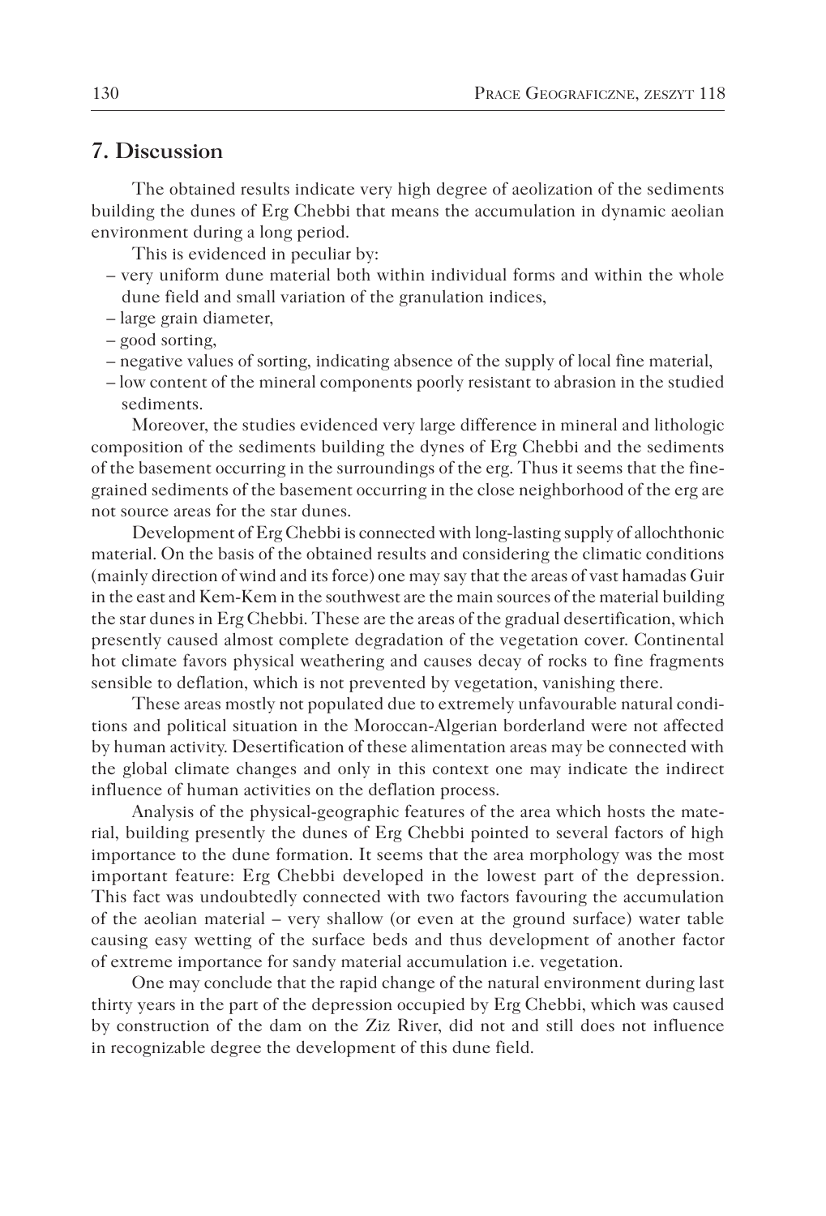## 7. Discussion

The obtained results indicate very high degree of aeolization of the sediments building the dunes of Erg Chebbi that means the accumulation in dynamic aeolian environment during a long period.

This is evidenced in peculiar by:

- very uniform dune material both within individual forms and within the whole dune field and small variation of the granulation indices,
- large grain diameter,
- good sorting,
- negative values of sorting, indicating absence of the supply of local fine material,
- low content of the mineral components poorly resistant to abrasion in the studied sediments.

Moreover, the studies evidenced very large difference in mineral and lithologic composition of the sediments building the dynes of Erg Chebbi and the sediments of the basement occurring in the surroundings of the erg. Thus it seems that the fine-grained sediments of the basement occurring in the close neighborhood of the erg are not source areas for the star dunes.

Development of Erg Chebbi is connected with long-lasting supply of allochthonic material. On the basis of the obtained results and considering the climatic conditions (mainly direction of wind and its force) one may say that the areas of vast hamadas Guir in the east and Kem-Kem in the southwest are the main sources of the material building the star dunes in Erg Chebbi. These are the areas of the gradual desertification, which presently caused almost complete degradation of the vegetation cover. Continental hot climate favors physical weathering and causes decay of rocks to fine fragments sensible to deflation, which is not prevented by vegetation, vanishing there.

These areas mostly not populated due to extremely unfavourable natural conditions and political situation in the Moroccan-Algerian borderland were not affected by human activity. Desertification of these alimentation areas may be connected with the global climate changes and only in this context one may indicate the indirect influence of human activities on the deflation process.

Analysis of the physical-geographic features of the area which hosts the material, building presently the dunes of Erg Chebbi pointed to several factors of high importance to the dune formation. It seems that the area morphology was the most important feature: Erg Chebbi developed in the lowest part of the depression. This fact was undoubtedly connected with two factors favouring the accumulation of the aeolian material – very shallow (or even at the ground surface) water table causing easy wetting of the surface beds and thus development of another factor of extreme importance for sandy material accumulation i.e. vegetation.

One may conclude that the rapid change of the natural environment during last thirty years in the part of the depression occupied by Erg Chebbi, which was caused by construction of the dam on the Ziz River, did not and still does not influence in recognizable degree the development of this dune field.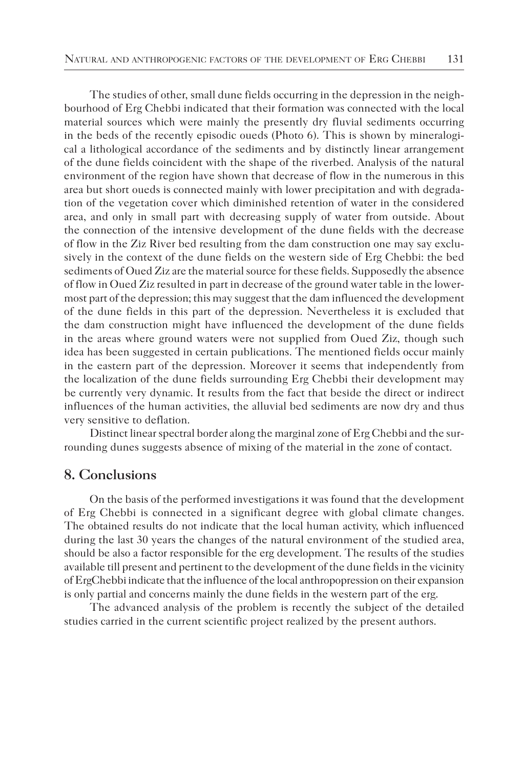The studies of other, small dune fields occurring in the depression in the neighbourhood of Erg Chebbi indicated that their formation was connected with the local material sources which were mainly the presently dry fluvial sediments occurring in the beds of the recently episodic oueds (Photo 6). This is shown by mineralogical a lithological accordance of the sediments and by distinctly linear arrangement of the dune fields coincident with the shape of the riverbed. Analysis of the natural environment of the region have shown that decrease of flow in the numerous in this area but short oueds is connected mainly with lower precipitation and with degradation of the vegetation cover which diminished retention of water in the considered area, and only in small part with decreasing supply of water from outside. About the connection of the intensive development of the dune fields with the decrease of flow in the Ziz River bed resulting from the dam construction one may say exclusively in the context of the dune fields on the western side of Erg Chebbi: the bed sediments of Oued Ziz are the material source for these fields. Supposedly the absence of flow in Oued Ziz resulted in part in decrease of the ground water table in the lowermost part of the depression; this may suggest that the dam influenced the development of the dune fields in this part of the depression. Nevertheless it is excluded that the dam construction might have influenced the development of the dune fields in the areas where ground waters were not supplied from Oued Ziz, though such idea has been suggested in certain publications. The mentioned fields occur mainly in the eastern part of the depression. Moreover it seems that independently from the localization of the dune fields surrounding Erg Chebbi their development may be currently very dynamic. It results from the fact that beside the direct or indirect influences of the human activities, the alluvial bed sediments are now dry and thus very sensitive to deflation.

Distinct linear spectral border along the marginal zone of Erg Chebbi and the surrounding dunes suggests absence of mixing of the material in the zone of contact.

## 8. Conclusions

On the basis of the performed investigations it was found that the development of Erg Chebbi is connected in a significant degree with global climate changes. The obtained results do not indicate that the local human activity, which influenced during the last 30 years the changes of the natural environment of the studied area, should be also a factor responsible for the erg development. The results of the studies available till present and pertinent to the development of the dune fields in the vicinity of ErgChebbi indicate that the influence of the local anthropopression on their expansion is only partial and concerns mainly the dune fields in the western part of the erg.

The advanced analysis of the problem is recently the subject of the detailed studies carried in the current scientific project realized by the present authors.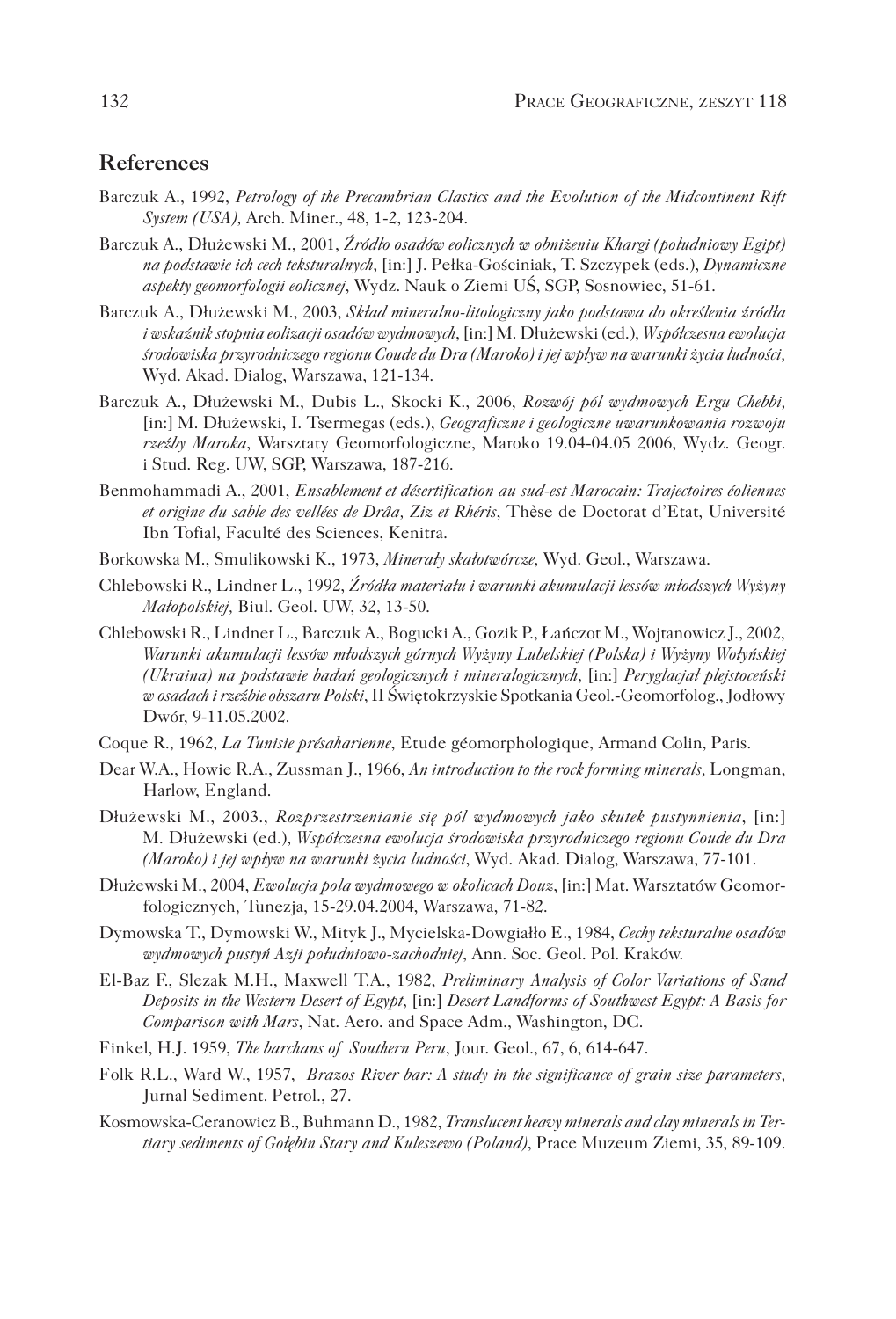## References

Barczuk A., 1992, *Petrology of the Precambrian Clastics and the Evolution of the Midcontinent Rift System (USA)*, Arch. Miner., 48, 1-2, 123-204.

Barczuk A., Dłużewski M., 2001, *Źródło osadów eolicznych w obniżeniu Khargi (południowy Egipt) na podstawie ich cech teksturalnych*, [in:] J. Pełka-Gościniak, T. Szczypek (eds.), *Dynamiczne aspekty geomorfologii eolicznej*, Wydz. Nauk o Ziemi UŚ, SGP, Sosnowiec, 51-61.

Barczuk A., Dłużewski M., 2003, *Skład mineralno-litologiczny jako podstawa do określenia źródła i wskaźnik stopnia eolizacji osadów wydmowych*, [in:] M. Dłużewski (ed.), *Współczesna ewolucja środowiska przyrodniczego regionu Coude du Dra (Maroko) i jej wpływ na warunki życia ludności*, Wyd. Akad. Dialog, Warszawa, 121-134.

Barczuk A., Dłużewski M., Dubis L., Skocki K., 2006, *Rozwój pól wydmowych Ergu Chebbi*, [in:] M. Dłużewski, I. Tsermegas (eds.), *Geograficzne i geologiczne uwarunkowania rozwoju rzeźby Maroka*, Warsztaty Geomorfologiczne, Maroko 19.04-04.05 2006, Wydz. Geogr. i Stud. Reg. UW, SGP, Warszawa, 187-216.

Benmohammadi A., 2001, *Ensablement et désertification au sud-est Marocain: Trajectoires éoliennes et origine du sable des vellées de Drâa, Ziz et Rhéris*, Thèse de Doctorat d'Etat, Université Ibn Tofial, Faculté des Sciences, Kenitra.

Borkowska M., Smulikowski K., 1973, *Minerały skałotwórcze*, Wyd. Geol., Warszawa.

Chlebowski R., Lindner L., 1992, *Źródła materiału i warunki akumulacji lessów młodszych Wyżyny Małopolskiej*, Biul. Geol. UW, 32, 13-50.

Chlebowski R., Lindner L., Barczuk A., Bogucki A., Gozik P., Łańczot M., Wojtanowicz J., 2002, *Warunki akumulacji lessów młodszych górnych Wyżyny Lubelskiej (Polska) i Wyżyny Wołyńskiej (Ukraina) na podstawie badań geologicznych i mineralogicznych*, [in:] *Peryglacjał plejstoceński w osadach i rzeźbie obszaru Polski*, II Świętokrzyskie Spotkania Geol.-Geomorfolog., Jodłowy Dwór, 9-11.05.2002.

Coque R., 1962, *La Tunisie présaharienne*, Etude géomorphologique, Armand Colin, Paris.

Dear W.A., Howie R.A., Zussman J., 1966, *An introduction to the rock forming minerals*, Longman, Harlow, England.

Dłużewski M., 2003., *Rozprzestrzenianie się pól wydmowych jako skutek pustynnienia*, [in:] M. Dłużewski (ed.), *Współczesna ewolucja środowiska przyrodniczego regionu Coude du Dra (Maroko) i jej wpływ na warunki życia ludności*, Wyd. Akad. Dialog, Warszawa, 77-101.

Dłużewski M., 2004, *Ewolucja pola wydmowego w okolicach Douz*, [in:] Mat. Warsztatów Geomorfologicznych, Tunezja, 15-29.04.2004, Warszawa, 71-82.

Dymowska T., Dymowski W., Mityk J., Mycielska-Dowgiałło E., 1984, *Cechy teksturalne osadów wydmowych pustyń Azji południowo-zachodniej*, Ann. Soc. Geol. Pol. Kraków.

El-Baz F., Slezak M.H., Maxwell T.A., 1982, *Preliminary Analysis of Color Variations of Sand Deposits in the Western Desert of Egypt*, [in:] *Desert Landforms of Southwest Egypt: A Basis for Comparison with Mars*, Nat. Aero. and Space Adm., Washington, DC.

Finkel, H.J. 1959, *The barchans of Southern Peru*, Jour. Geol., 67, 6, 614-647.

Folk R.L., Ward W., 1957, *Brazos River bar: A study in the significance of grain size parameters*, Jurnal Sediment. Petrol., 27.

Kosmowska-Ceranowicz B., Buhmann D., 1982, *Translucent heavy minerals and clay minerals in Tertiary sediments of Gołębin Stary and Kuleszewo (Poland)*, Prace Muzeum Ziemi, 35, 89-109.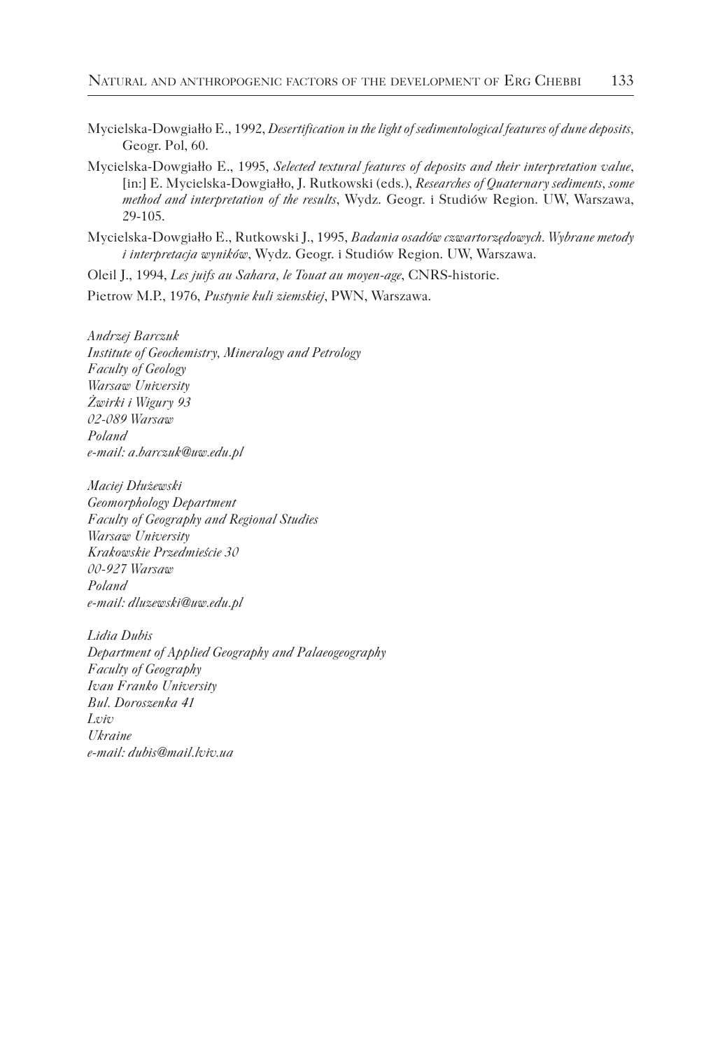Mycielska-Dowgiałło E., 1992, *Desertification in the light of sedimentological features of dune deposits*, Geogr. Pol, 60.

Mycielska-Dowgiałło E., 1995, *Selected textural features of deposits and their interpretation value*, [in:] E. Mycielska-Dowgiałło, J. Rutkowski (eds.), *Researches of Quaternary sediments, some method and interpretation of the results*, Wydz. Geogr. i Studiów Region. UW, Warszawa, 29-105.

Mycielska-Dowgiałło E., Rutkowski J., 1995, *Badania osadów czwartorzędowych. Wybrane metody i interpretacja wyników*, Wydz. Geogr. i Studiów Region. UW, Warszawa.

Oleil J., 1994, *Les juifs au Sahara, le Touat au moyen-age*, CNRS-historie.

Pietrow M.P., 1976, *Pustynie kuli ziemskiej*, PWN, Warszawa.

*Andrzej Barczuk*
*Institute of Geochemistry, Mineralogy and Petrology*
*Faculty of Geology*
*Warsaw University*
*Żwirki i Wigury 93*
*02-089 Warsaw*
*Poland*
*e-mail: a.barczuk@uw.edu.pl*

*Maciej Dłużewski*
*Geomorphology Department*
*Faculty of Geography and Regional Studies*
*Warsaw University*
*Krakowskie Przedmieście 30*
*00-927 Warsaw*
*Poland*
*e-mail: dluzewski@uw.edu.pl*

*Lidia Dubis*
*Department of Applied Geography and Palaeogeography*
*Faculty of Geography*
*Ivan Franko University*
*Bul. Doroszenka 41*
*Lviv*
*Ukraine*
*e-mail: dubis@mail.lviv.ua*